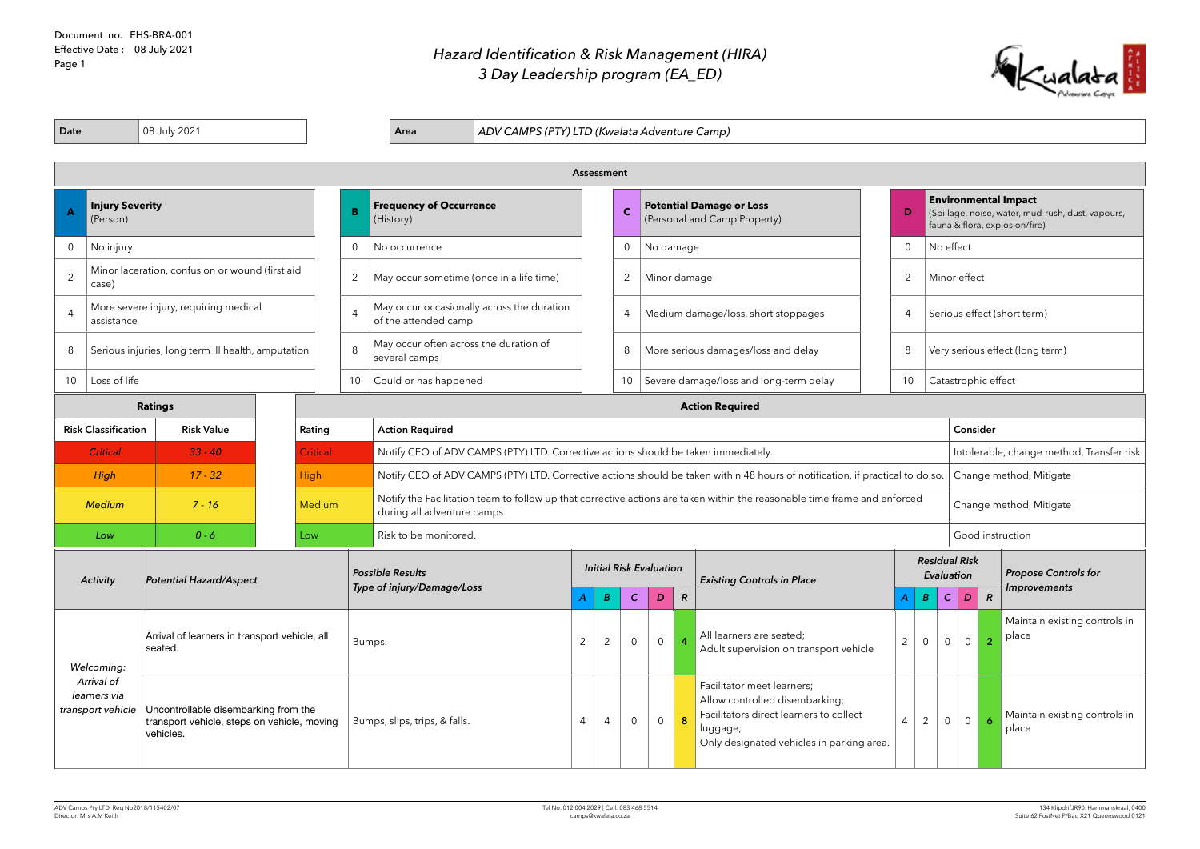Document no. EHS-BRA-001
Effective Date : 08 July 2021

# *Hazard Identification & Risk Management (HIRA)*
## *3 Day Leadership program (EA_ED)*

| Date | 08 July 2021 | Area | *ADV CAMPS (PTY) LTD (Kwalata Adventure Camp)* |
|---|---|---|---|

## Assessment

| A | **Injury Severity** (Person) |
|---|---|
| 0 | No injury |
| 2 | Minor laceration, confusion or wound (first aid case) |
| 4 | More severe injury, requiring medical assistance |
| 8 | Serious injuries, long term ill health, amputation |
| 10 | Loss of life |

| B | **Frequency of Occurrence** (History) |
|---|---|
| 0 | No occurrence |
| 2 | May occur sometime (once in a life time) |
| 4 | May occur occasionally across the duration of the attended camp |
| 8 | May occur often across the duration of several camps |
| 10 | Could or has happened |

| C | **Potential Damage or Loss** (Personal and Camp Property) |
|---|---|
| 0 | No damage |
| 2 | Minor damage |
| 4 | Medium damage/loss, short stoppages |
| 8 | More serious damages/loss and delay |
| 10 | Severe damage/loss and long-term delay |

| D | **Environmental Impact** (Spillage, noise, water, mud-rush, dust, vapours, fauna & flora, explosion/fire) |
|---|---|
| 0 | No effect |
| 2 | Minor effect |
| 4 | Serious effect (short term) |
| 8 | Very serious effect (long term) |
| 10 | Catastrophic effect |

## Ratings

| Risk Classification | Risk Value |
|---|---|
| *Critical* | *33 - 40* |
| *High* | *17 - 32* |
| *Medium* | *7 - 16* |
| *Low* | *0 - 6* |

## Action Required

| Rating | Action Required | Consider |
|---|---|---|
| Critical | Notify CEO of ADV CAMPS (PTY) LTD. Corrective actions should be taken immediately. | Intolerable, change method, Transfer risk |
| High | Notify CEO of ADV CAMPS (PTY) LTD. Corrective actions should be taken within 48 hours of notification, if practical to do so. | Change method, Mitigate |
| Medium | Notify the Facilitation team to follow up that corrective actions are taken within the reasonable time frame and enforced during all adventure camps. | Change method, Mitigate |
| Low | Risk to be monitored. | Good instruction |

| *Activity* | *Potential Hazard/Aspect* | *Possible Results Type of injury/Damage/Loss* | *Initial Risk Evaluation* | | | | | *Existing Controls in Place* | *Residual Risk Evaluation* | | | | | *Propose Controls for Improvements* |
|---|---|---|---|---|---|---|---|---|---|---|---|---|---|---|
| | | | *A* | *B* | *C* | *D* | *R* | | *A* | *B* | *C* | *D* | *R* | |
| *Welcoming: Arrival of learners via transport vehicle* | Arrival of learners in transport vehicle, all seated. | Bumps. | 2 | 2 | 0 | 0 | 4 | All learners are seated; Adult supervision on transport vehicle | 2 | 0 | 0 | 0 | 2 | Maintain existing controls in place |
| | Uncontrollable disembarking from the transport vehicle, steps on vehicle, moving vehicles. | Bumps, slips, trips, & falls. | 4 | 4 | 0 | 0 | 8 | Facilitator meet learners; Allow controlled disembarking; Facilitators direct learners to collect luggage; Only designated vehicles in parking area. | 4 | 2 | 0 | 0 | 6 | Maintain existing controls in place |

ADV Camps Pty LTD Reg No2018/115402/07
Director: Mrs A.M Keith

Tel No. 012 004 2029 | Cell: 083 468 5514
camps@kwalata.co.za

134 KlipdriftJR90. Hammanskraal, 0400
Suite 62 PostNet P/Bag X21 Queenswood 0121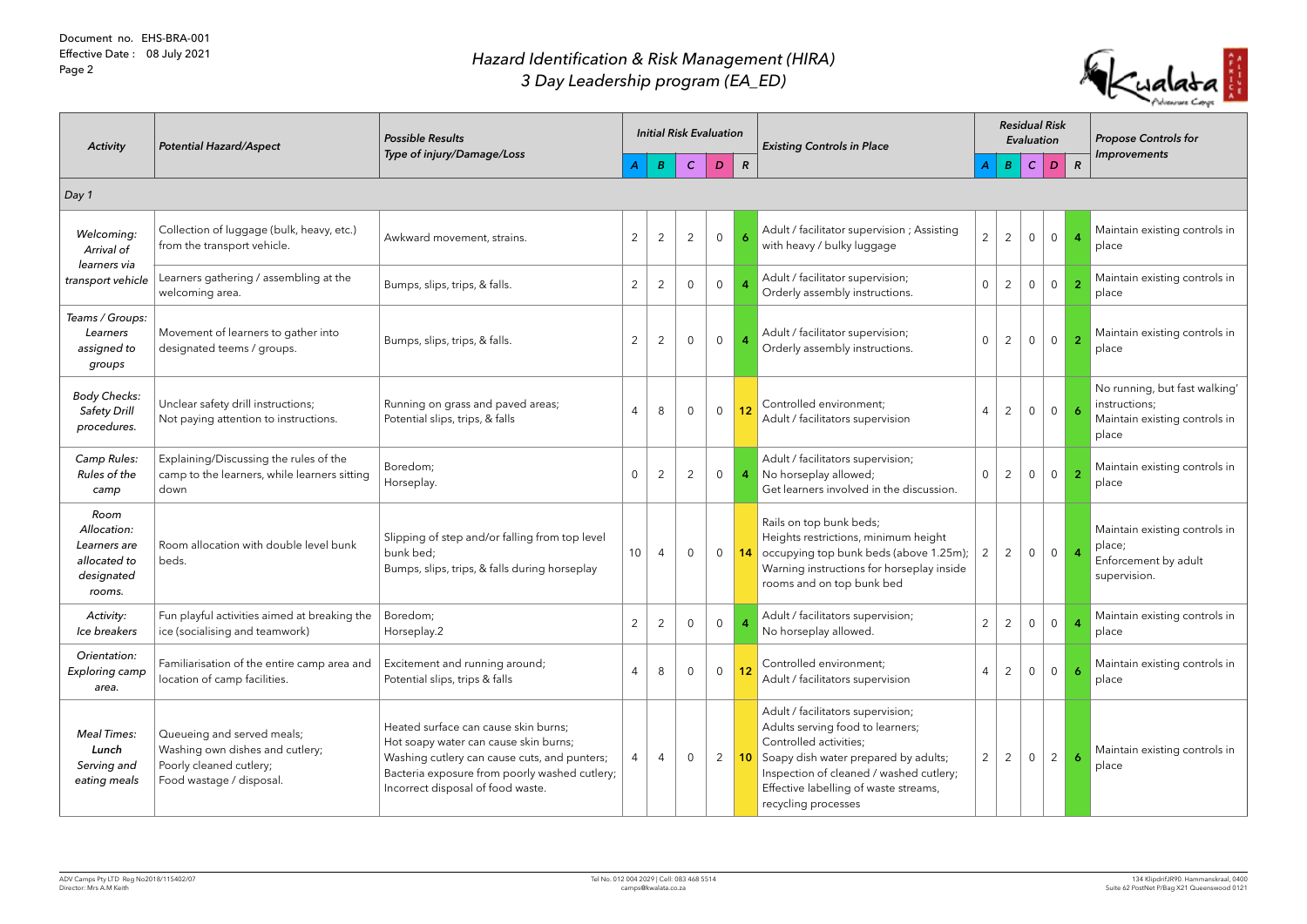Document no. EHS-BRA-001
Effective Date : 08 July 2021

# Hazard Identification & Risk Management (HIRA)
## 3 Day Leadership program (EA_ED)

| Activity | Potential Hazard/Aspect | Possible Results Type of injury/Damage/Loss | Initial Risk Evaluation | | | | | Existing Controls in Place | Residual Risk Evaluation | | | | | Propose Controls for Improvements |
|---|---|---|---|---|---|---|---|---|---|---|---|---|---|---|
| | | | A | B | C | D | R | | A | B | C | D | R | |
| *Day 1* | | | | | | | | | | | | | | |
| *Welcoming: Arrival of learners via transport vehicle* | Collection of luggage (bulk, heavy, etc.) from the transport vehicle. | Awkward movement, strains. | 2 | 2 | 2 | 0 | 6 | Adult / facilitator supervision ; Assisting with heavy / bulky luggage | 2 | 2 | 0 | 0 | 4 | Maintain existing controls in place |
| | Learners gathering / assembling at the welcoming area. | Bumps, slips, trips, & falls. | 2 | 2 | 0 | 0 | 4 | Adult / facilitator supervision; Orderly assembly instructions. | 0 | 2 | 0 | 0 | 2 | Maintain existing controls in place |
| *Teams / Groups: Learners assigned to groups* | Movement of learners to gather into designated teems / groups. | Bumps, slips, trips, & falls. | 2 | 2 | 0 | 0 | 4 | Adult / facilitator supervision; Orderly assembly instructions. | 0 | 2 | 0 | 0 | 2 | Maintain existing controls in place |
| *Body Checks: Safety Drill procedures.* | Unclear safety drill instructions; Not paying attention to instructions. | Running on grass and paved areas; Potential slips, trips, & falls | 4 | 8 | 0 | 0 | 12 | Controlled environment; Adult / facilitators supervision | 4 | 2 | 0 | 0 | 6 | No running, but fast walking' instructions; Maintain existing controls in place |
| *Camp Rules: Rules of the camp* | Explaining/Discussing the rules of the camp to the learners, while learners sitting down | Boredom; Horseplay. | 0 | 2 | 2 | 0 | 4 | Adult / facilitators supervision; No horseplay allowed; Get learners involved in the discussion. | 0 | 2 | 0 | 0 | 2 | Maintain existing controls in place |
| *Room Allocation: Learners are allocated to designated rooms.* | Room allocation with double level bunk beds. | Slipping of step and/or falling from top level bunk bed; Bumps, slips, trips, & falls during horseplay | 10 | 4 | 0 | 0 | 14 | Rails on top bunk beds; Heights restrictions, minimum height occupying top bunk beds (above 1.25m); Warning instructions for horseplay inside rooms and on top bunk bed | 2 | 2 | 0 | 0 | 4 | Maintain existing controls in place; Enforcement by adult supervision. |
| *Activity: Ice breakers* | Fun playful activities aimed at breaking the ice (socialising and teamwork) | Boredom; Horseplay.2 | 2 | 2 | 0 | 0 | 4 | Adult / facilitators supervision; No horseplay allowed. | 2 | 2 | 0 | 0 | 4 | Maintain existing controls in place |
| *Orientation: Exploring camp area.* | Familiarisation of the entire camp area and location of camp facilities. | Excitement and running around; Potential slips, trips & falls | 4 | 8 | 0 | 0 | 12 | Controlled environment; Adult / facilitators supervision | 4 | 2 | 0 | 0 | 6 | Maintain existing controls in place |
| *Meal Times: **Lunch** Serving and eating meals* | Queueing and served meals; Washing own dishes and cutlery; Poorly cleaned cutlery; Food wastage / disposal. | Heated surface can cause skin burns; Hot soapy water can cause skin burns; Washing cutlery can cause cuts, and punters; Bacteria exposure from poorly washed cutlery; Incorrect disposal of food waste. | 4 | 4 | 0 | 2 | 10 | Adult / facilitators supervision; Adults serving food to learners; Controlled activities; Soapy dish water prepared by adults; Inspection of cleaned / washed cutlery; Effective labelling of waste streams, recycling processes | 2 | 2 | 0 | 2 | 6 | Maintain existing controls in place |

ADV Camps Pty LTD Reg No2018/115402/07
Director: Mrs A.M Keith

Tel No. 012 004 2029 | Cell: 083 468 5514
camps@kwalata.co.za

134 KlipdriftJR90. Hammanskraal, 0400
Suite 62 PostNet P/Bag X21 Queenswood 0121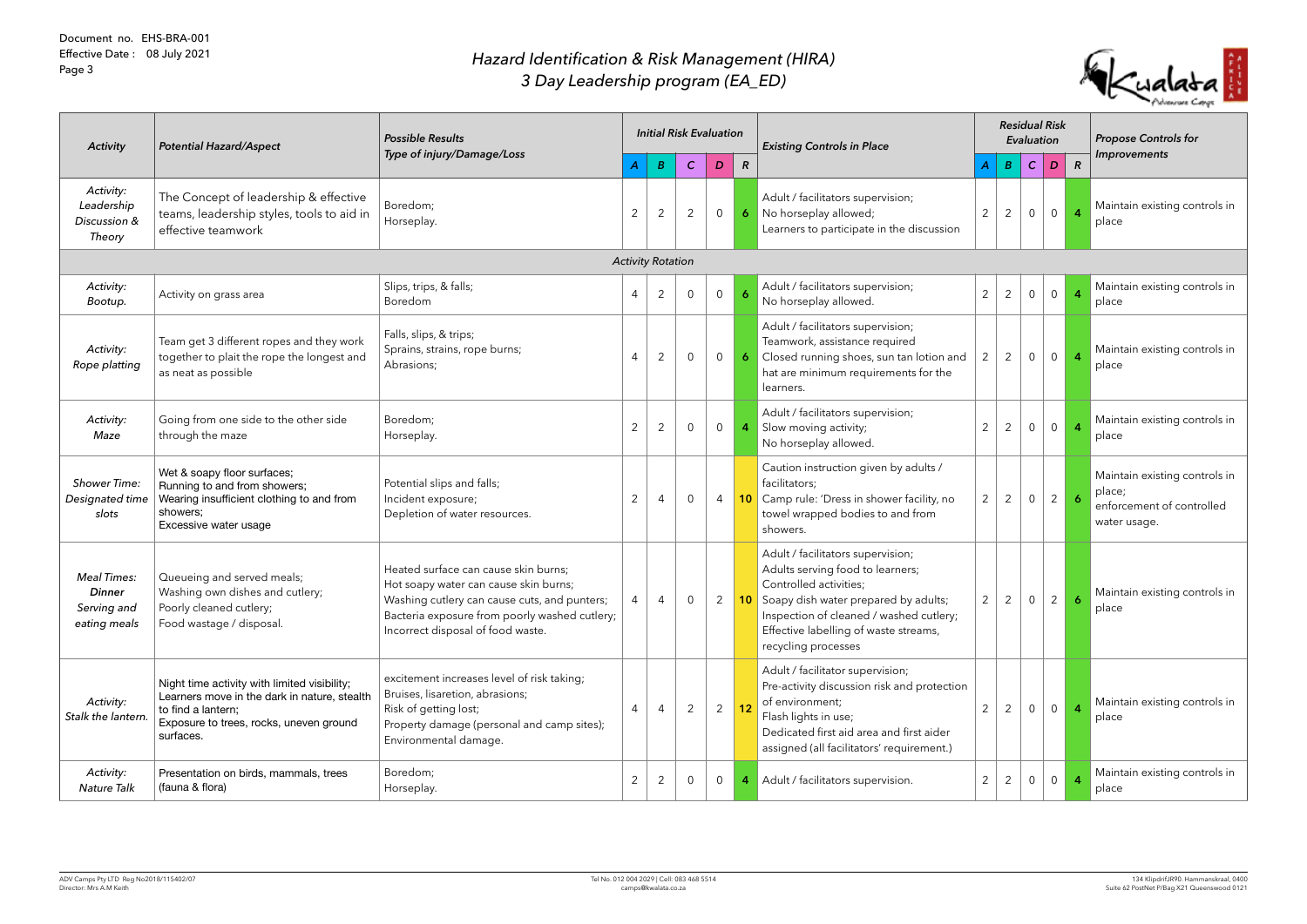Document no. EHS-BRA-001
Effective Date : 08 July 2021

# Hazard Identification & Risk Management (HIRA)
## 3 Day Leadership program (EA_ED)

| Activity | Potential Hazard/Aspect | Possible Results Type of injury/Damage/Loss | Initial Risk Evaluation | | | | | Existing Controls in Place | Residual Risk Evaluation | | | | | Propose Controls for Improvements |
|---|---|---|---|---|---|---|---|---|---|---|---|---|---|---|
| | | | A | B | C | D | R | | A | B | C | D | R | |
| *Activity: Leadership Discussion & Theory* | The Concept of leadership & effective teams, leadership styles, tools to aid in effective teamwork | Boredom; Horseplay. | 2 | 2 | 2 | 0 | 6 | Adult / facilitators supervision; No horseplay allowed; Learners to participate in the discussion | 2 | 2 | 0 | 0 | 4 | Maintain existing controls in place |
| *Activity Rotation* | | | | | | | | | | | | | | |
| *Activity: Bootup.* | Activity on grass area | Slips, trips, & falls; Boredom | 4 | 2 | 0 | 0 | 6 | Adult / facilitators supervision; No horseplay allowed. | 2 | 2 | 0 | 0 | 4 | Maintain existing controls in place |
| *Activity: Rope platting* | Team get 3 different ropes and they work together to plait the rope the longest and as neat as possible | Falls, slips, & trips; Sprains, strains, rope burns; Abrasions; | 4 | 2 | 0 | 0 | 6 | Adult / facilitators supervision; Teamwork, assistance required Closed running shoes, sun tan lotion and hat are minimum requirements for the learners. | 2 | 2 | 0 | 0 | 4 | Maintain existing controls in place |
| *Activity: Maze* | Going from one side to the other side through the maze | Boredom; Horseplay. | 2 | 2 | 0 | 0 | 4 | Adult / facilitators supervision; Slow moving activity; No horseplay allowed. | 2 | 2 | 0 | 0 | 4 | Maintain existing controls in place |
| *Shower Time: Designated time slots* | Wet & soapy floor surfaces; Running to and from showers; Wearing insufficient clothing to and from showers; Excessive water usage | Potential slips and falls; Incident exposure; Depletion of water resources. | 2 | 4 | 0 | 4 | 10 | Caution instruction given by adults / facilitators; Camp rule: 'Dress in shower facility, no towel wrapped bodies to and from showers. | 2 | 2 | 0 | 2 | 6 | Maintain existing controls in place; enforcement of controlled water usage. |
| *Meal Times: **Dinner** Serving and eating meals* | Queueing and served meals; Washing own dishes and cutlery; Poorly cleaned cutlery; Food wastage / disposal. | Heated surface can cause skin burns; Hot soapy water can cause skin burns; Washing cutlery can cause cuts, and punters; Bacteria exposure from poorly washed cutlery; Incorrect disposal of food waste. | 4 | 4 | 0 | 2 | 10 | Adult / facilitators supervision; Adults serving food to learners; Controlled activities; Soapy dish water prepared by adults; Inspection of cleaned / washed cutlery; Effective labelling of waste streams, recycling processes | 2 | 2 | 0 | 2 | 6 | Maintain existing controls in place |
| *Activity: Stalk the lantern.* | Night time activity with limited visibility; Learners move in the dark in nature, stealth to find a lantern; Exposure to trees, rocks, uneven ground surfaces. | excitement increases level of risk taking; Bruises, lisaretion, abrasions; Risk of getting lost; Property damage (personal and camp sites); Environmental damage. | 4 | 4 | 2 | 2 | 12 | Adult / facilitator supervision; Pre-activity discussion risk and protection of environment; Flash lights in use; Dedicated first aid area and first aider assigned (all facilitators' requirement.) | 2 | 2 | 0 | 0 | 4 | Maintain existing controls in place |
| *Activity: Nature Talk* | Presentation on birds, mammals, trees (fauna & flora) | Boredom; Horseplay. | 2 | 2 | 0 | 0 | 4 | Adult / facilitators supervision. | 2 | 2 | 0 | 0 | 4 | Maintain existing controls in place |

ADV Camps Pty LTD Reg No2018/115402/07
Director: Mrs A.M Keith

Tel No. 012 004 2029 | Cell: 083 468 5514
camps@kwalata.co.za

134 KlipdriftJR90. Hammanskraal, 0400
Suite 62 PostNet P/Bag X21 Queenswood 0121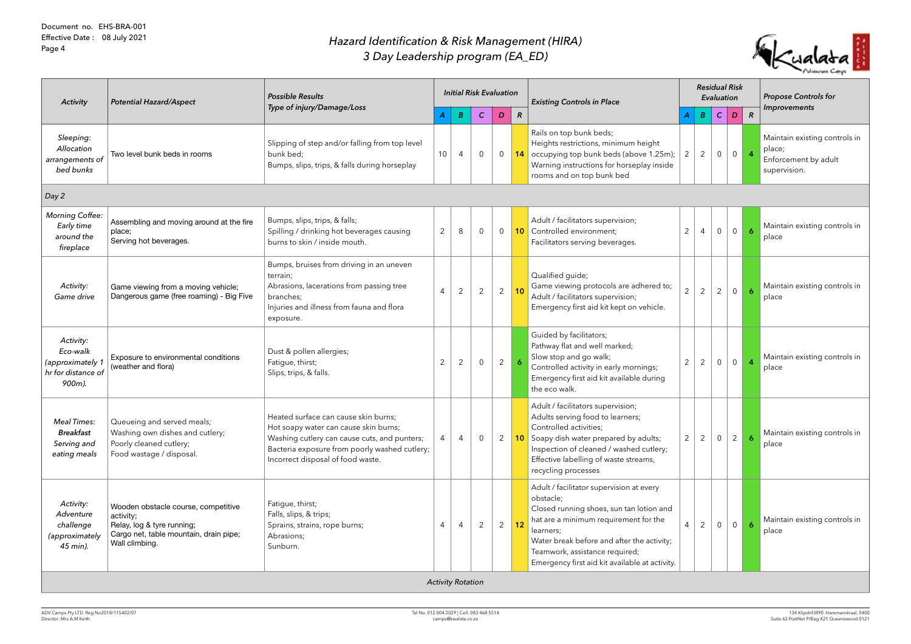Document no. EHS-BRA-001
Effective Date : 08 July 2021

# Hazard Identification & Risk Management (HIRA)
## 3 Day Leadership program (EA_ED)

| Activity | Potential Hazard/Aspect | Possible Results Type of injury/Damage/Loss | Initial Risk Evaluation | | | | | Existing Controls in Place | Residual Risk Evaluation | | | | | Propose Controls for Improvements |
|---|---|---|---|---|---|---|---|---|---|---|---|---|---|---|
| | | | A | B | C | D | R | | A | B | C | D | R | |
| *Sleeping: Allocation arrangements of bed bunks* | Two level bunk beds in rooms | Slipping of step and/or falling from top level bunk bed; Bumps, slips, trips, & falls during horseplay | 10 | 4 | 0 | 0 | 14 | Rails on top bunk beds; Heights restrictions, minimum height occupying top bunk beds (above 1.25m); Warning instructions for horseplay inside rooms and on top bunk bed | 2 | 2 | 0 | 0 | 4 | Maintain existing controls in place; Enforcement by adult supervision. |
| *Day 2* | | | | | | | | | | | | | | |
| *Morning Coffee: Early time around the fireplace* | Assembling and moving around at the fire place; Serving hot beverages. | Bumps, slips, trips, & falls; Spilling / drinking hot beverages causing burns to skin / inside mouth. | 2 | 8 | 0 | 0 | 10 | Adult / facilitators supervision; Controlled environment; Facilitators serving beverages. | 2 | 4 | 0 | 0 | 6 | Maintain existing controls in place |
| *Activity: Game drive* | Game viewing from a moving vehicle; Dangerous game (free roaming) - Big Five | Bumps, bruises from driving in an uneven terrain; Abrasions, lacerations from passing tree branches; Injuries and illness from fauna and flora exposure. | 4 | 2 | 2 | 2 | 10 | Qualified guide; Game viewing protocols are adhered to; Adult / facilitators supervision; Emergency first aid kit kept on vehicle. | 2 | 2 | 2 | 0 | 6 | Maintain existing controls in place |
| *Activity: Eco-walk (approximately 1 hr for distance of 900m).* | Exposure to environmental conditions (weather and flora) | Dust & pollen allergies; Fatigue, thirst; Slips, trips, & falls. | 2 | 2 | 0 | 2 | 6 | Guided by facilitators; Pathway flat and well marked; Slow stop and go walk; Controlled activity in early mornings; Emergency first aid kit available during the eco walk. | 2 | 2 | 0 | 0 | 4 | Maintain existing controls in place |
| *Meal Times: **Breakfast** Serving and eating meals* | Queueing and served meals; Washing own dishes and cutlery; Poorly cleaned cutlery; Food wastage / disposal. | Heated surface can cause skin burns; Hot soapy water can cause skin burns; Washing cutlery can cause cuts, and punters; Bacteria exposure from poorly washed cutlery; Incorrect disposal of food waste. | 4 | 4 | 0 | 2 | 10 | Adult / facilitators supervision; Adults serving food to learners; Controlled activities; Soapy dish water prepared by adults; Inspection of cleaned / washed cutlery; Effective labelling of waste streams, recycling processes | 2 | 2 | 0 | 2 | 6 | Maintain existing controls in place |
| *Activity: Adventure challenge (approximately 45 min).* | Wooden obstacle course, competitive activity; Relay, log & tyre running; Cargo net, table mountain, drain pipe; Wall climbing. | Fatigue, thirst; Falls, slips, & trips; Sprains, strains, rope burns; Abrasions; Sunburn. | 4 | 4 | 2 | 2 | 12 | Adult / facilitator supervision at every obstacle; Closed running shoes, sun tan lotion and hat are a minimum requirement for the learners; Water break before and after the activity; Teamwork, assistance required; Emergency first aid kit available at activity. | 4 | 2 | 0 | 0 | 6 | Maintain existing controls in place |
| *Activity Rotation* | | | | | | | | | | | | | | |

ADV Camps Pty LTD Reg No2018/115402/07
Director: Mrs A.M Keith

Tel No. 012 004 2029 | Cell: 083 468 5514
camps@kwalata.co.za

134 KlipdriftJR90. Hammanskraal, 0400
Suite 62 PostNet P/Bag X21 Queenswood 0121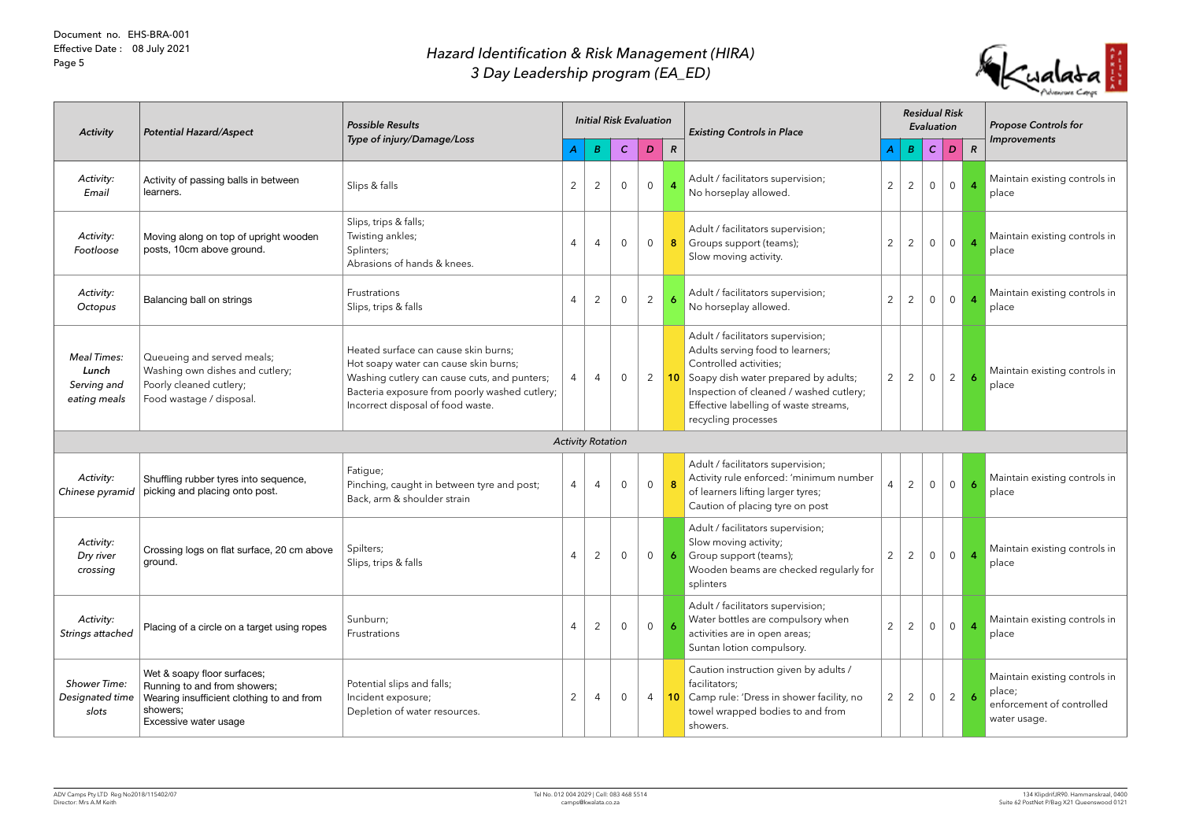Document no. EHS-BRA-001
Effective Date : 08 July 2021

# *Hazard Identification & Risk Management (HIRA)*
# *3 Day Leadership program (EA_ED)*

| *Activity* | *Potential Hazard/Aspect* | *Possible Results Type of injury/Damage/Loss* | *Initial Risk Evaluation* | | | | | *Existing Controls in Place* | *Residual Risk Evaluation* | | | | | *Propose Controls for Improvements* |
|---|---|---|---|---|---|---|---|---|---|---|---|---|---|---|
| | | | *A* | *B* | *C* | *D* | *R* | | *A* | *B* | *C* | *D* | *R* | |
| *Activity: Email* | Activity of passing balls in between learners. | Slips & falls | 2 | 2 | 0 | 0 | 4 | Adult / facilitators supervision; No horseplay allowed. | 2 | 2 | 0 | 0 | 4 | Maintain existing controls in place |
| *Activity: Footloose* | Moving along on top of upright wooden posts, 10cm above ground. | Slips, trips & falls; Twisting ankles; Splinters; Abrasions of hands & knees. | 4 | 4 | 0 | 0 | 8 | Adult / facilitators supervision; Groups support (teams); Slow moving activity. | 2 | 2 | 0 | 0 | 4 | Maintain existing controls in place |
| *Activity: Octopus* | Balancing ball on strings | Frustrations Slips, trips & falls | 4 | 2 | 0 | 2 | 6 | Adult / facilitators supervision; No horseplay allowed. | 2 | 2 | 0 | 0 | 4 | Maintain existing controls in place |
| *Meal Times: **Lunch** Serving and eating meals* | Queueing and served meals; Washing own dishes and cutlery; Poorly cleaned cutlery; Food wastage / disposal. | Heated surface can cause skin burns; Hot soapy water can cause skin burns; Washing cutlery can cause cuts, and punters; Bacteria exposure from poorly washed cutlery; Incorrect disposal of food waste. | 4 | 4 | 0 | 2 | 10 | Adult / facilitators supervision; Adults serving food to learners; Controlled activities; Soapy dish water prepared by adults; Inspection of cleaned / washed cutlery; Effective labelling of waste streams, recycling processes | 2 | 2 | 0 | 2 | 6 | Maintain existing controls in place |
| | | | *Activity Rotation* | | | | | | | | | | | |
| *Activity: Chinese pyramid* | Shuffling rubber tyres into sequence, picking and placing onto post. | Fatigue; Pinching, caught in between tyre and post; Back, arm & shoulder strain | 4 | 4 | 0 | 0 | 8 | Adult / facilitators supervision; Activity rule enforced: 'minimum number of learners lifting larger tyres; Caution of placing tyre on post | 4 | 2 | 0 | 0 | 6 | Maintain existing controls in place |
| *Activity: Dry river crossing* | Crossing logs on flat surface, 20 cm above ground. | Spilters; Slips, trips & falls | 4 | 2 | 0 | 0 | 6 | Adult / facilitators supervision; Slow moving activity; Group support (teams); Wooden beams are checked regularly for splinters | 2 | 2 | 0 | 0 | 4 | Maintain existing controls in place |
| *Activity: Strings attached* | Placing of a circle on a target using ropes | Sunburn; Frustrations | 4 | 2 | 0 | 0 | 6 | Adult / facilitators supervision; Water bottles are compulsory when activities are in open areas; Suntan lotion compulsory. | 2 | 2 | 0 | 0 | 4 | Maintain existing controls in place |
| *Shower Time: Designated time slots* | Wet & soapy floor surfaces; Running to and from showers; Wearing insufficient clothing to and from showers; Excessive water usage | Potential slips and falls; Incident exposure; Depletion of water resources. | 2 | 4 | 0 | 4 | 10 | Caution instruction given by adults / facilitators; Camp rule: 'Dress in shower facility, no towel wrapped bodies to and from showers. | 2 | 2 | 0 | 2 | 6 | Maintain existing controls in place; enforcement of controlled water usage. |

ADV Camps Pty LTD Reg No2018/115402/07
Director: Mrs A.M Keith

Tel No. 012 004 2029 | Cell: 083 468 5514
camps@kwalata.co.za

134 KlipdriftJR90. Hammanskraal, 0400
Suite 62 PostNet P/Bag X21 Queenswood 0121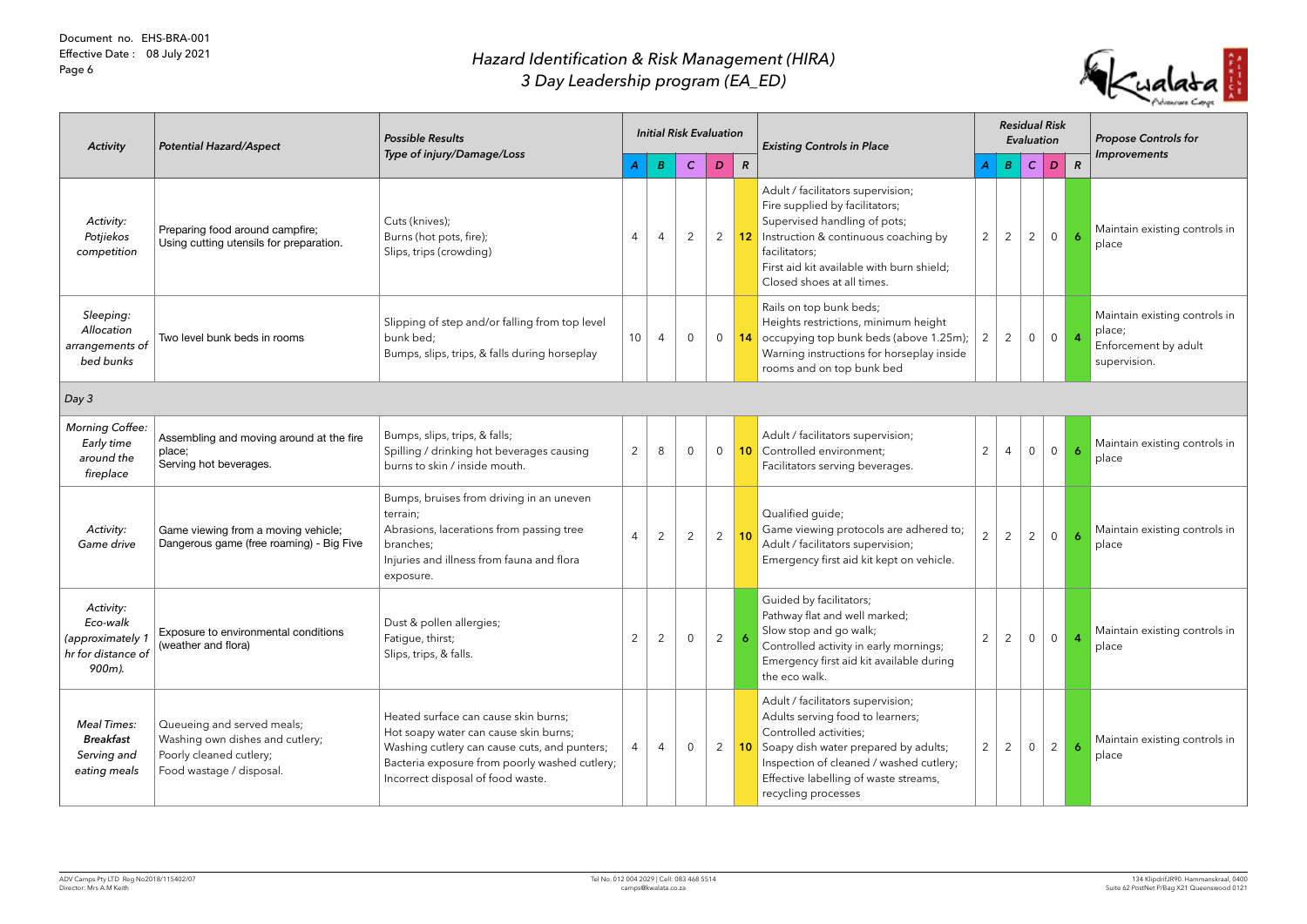Document no. EHS-BRA-001
Effective Date : 08 July 2021

# Hazard Identification & Risk Management (HIRA)
## 3 Day Leadership program (EA_ED)

| Activity | Potential Hazard/Aspect | Possible Results Type of injury/Damage/Loss | Initial Risk Evaluation | | | | | Existing Controls in Place | Residual Risk Evaluation | | | | | Propose Controls for Improvements |
|---|---|---|---|---|---|---|---|---|---|---|---|---|---|---|
| | | | A | B | C | D | R | | A | B | C | D | R | |
| *Activity: Potjiekos competition* | Preparing food around campfire; Using cutting utensils for preparation. | Cuts (knives); Burns (hot pots, fire); Slips, trips (crowding) | 4 | 4 | 2 | 2 | 12 | Adult / facilitators supervision; Fire supplied by facilitators; Supervised handling of pots; Instruction & continuous coaching by facilitators; First aid kit available with burn shield; Closed shoes at all times. | 2 | 2 | 2 | 0 | 6 | Maintain existing controls in place |
| *Sleeping: Allocation arrangements of bed bunks* | Two level bunk beds in rooms | Slipping of step and/or falling from top level bunk bed; Bumps, slips, trips, & falls during horseplay | 10 | 4 | 0 | 0 | 14 | Rails on top bunk beds; Heights restrictions, minimum height occupying top bunk beds (above 1.25m); Warning instructions for horseplay inside rooms and on top bunk bed | 2 | 2 | 0 | 0 | 4 | Maintain existing controls in place; Enforcement by adult supervision. |
| *Day 3* | | | | | | | | | | | | | | |
| *Morning Coffee: Early time around the fireplace* | Assembling and moving around at the fire place; Serving hot beverages. | Bumps, slips, trips, & falls; Spilling / drinking hot beverages causing burns to skin / inside mouth. | 2 | 8 | 0 | 0 | 10 | Adult / facilitators supervision; Controlled environment; Facilitators serving beverages. | 2 | 4 | 0 | 0 | 6 | Maintain existing controls in place |
| *Activity: Game drive* | Game viewing from a moving vehicle; Dangerous game (free roaming) - Big Five | Bumps, bruises from driving in an uneven terrain; Abrasions, lacerations from passing tree branches; Injuries and illness from fauna and flora exposure. | 4 | 2 | 2 | 2 | 10 | Qualified guide; Game viewing protocols are adhered to; Adult / facilitators supervision; Emergency first aid kit kept on vehicle. | 2 | 2 | 2 | 0 | 6 | Maintain existing controls in place |
| *Activity: Eco-walk (approximately 1 hr for distance of 900m).* | Exposure to environmental conditions (weather and flora) | Dust & pollen allergies; Fatigue, thirst; Slips, trips, & falls. | 2 | 2 | 0 | 2 | 6 | Guided by facilitators; Pathway flat and well marked; Slow stop and go walk; Controlled activity in early mornings; Emergency first aid kit available during the eco walk. | 2 | 2 | 0 | 0 | 4 | Maintain existing controls in place |
| *Meal Times: **Breakfast** Serving and eating meals* | Queueing and served meals; Washing own dishes and cutlery; Poorly cleaned cutlery; Food wastage / disposal. | Heated surface can cause skin burns; Hot soapy water can cause skin burns; Washing cutlery can cause cuts, and punters; Bacteria exposure from poorly washed cutlery; Incorrect disposal of food waste. | 4 | 4 | 0 | 2 | 10 | Adult / facilitators supervision; Adults serving food to learners; Controlled activities; Soapy dish water prepared by adults; Inspection of cleaned / washed cutlery; Effective labelling of waste streams, recycling processes | 2 | 2 | 0 | 2 | 6 | Maintain existing controls in place |

ADV Camps Pty LTD Reg No2018/115402/07
Director: Mrs A.M Keith

Tel No. 012 004 2029 | Cell: 083 468 5514
camps@kwalata.co.za

134 KlipdriftJR90. Hammanskraal, 0400
Suite 62 PostNet P/Bag X21 Queenswood 0121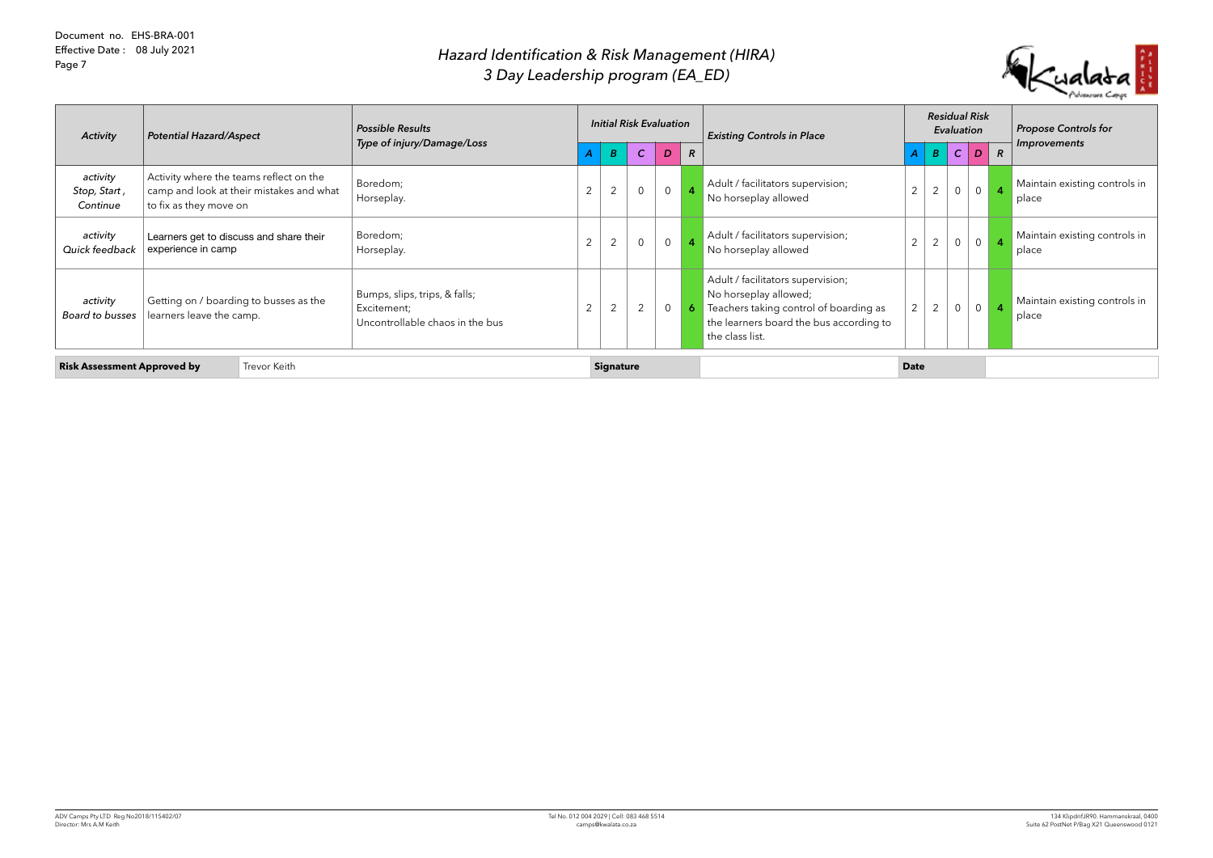# *Hazard Identification & Risk Management (HIRA)*
# *3 Day Leadership program (EA_ED)*

| *Activity* | *Potential Hazard/Aspect* | *Possible Results Type of injury/Damage/Loss* | *Initial Risk Evaluation* | | | | | *Existing Controls in Place* | *Residual Risk Evaluation* | | | | | *Propose Controls for Improvements* |
|---|---|---|---|---|---|---|---|---|---|---|---|---|---|---|
| | | | *A* | *B* | *C* | *D* | *R* | | *A* | *B* | *C* | *D* | *R* | |
| *activity Stop, Start, Continue* | Activity where the teams reflect on the camp and look at their mistakes and what to fix as they move on | Boredom; Horseplay. | 2 | 2 | 0 | 0 | 4 | Adult / facilitators supervision; No horseplay allowed | 2 | 2 | 0 | 0 | 4 | Maintain existing controls in place |
| *activity Quick feedback* | Learners get to discuss and share their experience in camp | Boredom; Horseplay. | 2 | 2 | 0 | 0 | 4 | Adult / facilitators supervision; No horseplay allowed | 2 | 2 | 0 | 0 | 4 | Maintain existing controls in place |
| *activity Board to busses* | Getting on / boarding to busses as the learners leave the camp. | Bumps, slips, trips, & falls; Excitement; Uncontrollable chaos in the bus | 2 | 2 | 2 | 0 | 6 | Adult / facilitators supervision; No horseplay allowed; Teachers taking control of boarding as the learners board the bus according to the class list. | 2 | 2 | 0 | 0 | 4 | Maintain existing controls in place |

| **Risk Assessment Approved by** | Trevor Keith | **Signature** | | **Date** | |
|---|---|---|---|---|---|